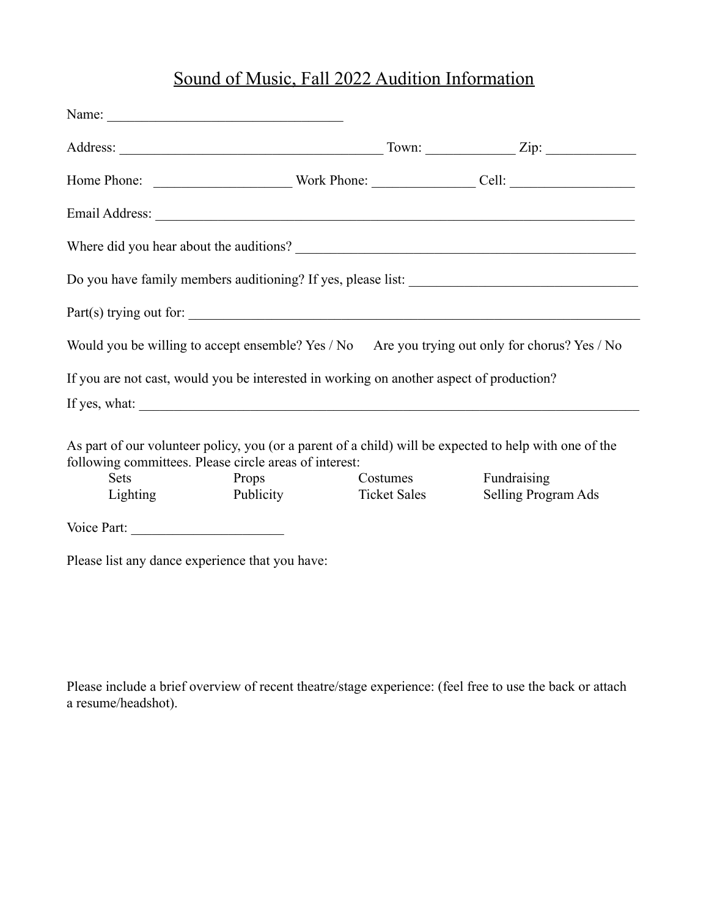# Sound of Music, Fall 2022 Audition Information

Name: ___________________________________

Address: _______________________________________ Town: _____________ Zip: _____________

Home Phone: ____________________ Work Phone: _______________ Cell: __________________

Email Address: ______________________________________________________________________

Where did you hear about the auditions? __________________________________________________

Do you have family members auditioning? If yes, please list: __________________________________

Part(s) trying out for: _________________________________________________________________

Would you be willing to accept ensemble? Yes / No     Are you trying out only for chorus? Yes / No

If you are not cast, would you be interested in working on another aspect of production?

If yes, what: ___________________________________________________________________________

As part of our volunteer policy, you (or a parent of a child) will be expected to help with one of the following committees. Please circle areas of interest:

| | | | |
|---|---|---|---|
| Sets | Props | Costumes | Fundraising |
| Lighting | Publicity | Ticket Sales | Selling Program Ads |

Voice Part: ______________________

Please list any dance experience that you have:

Please include a brief overview of recent theatre/stage experience: (feel free to use the back or attach a resume/headshot).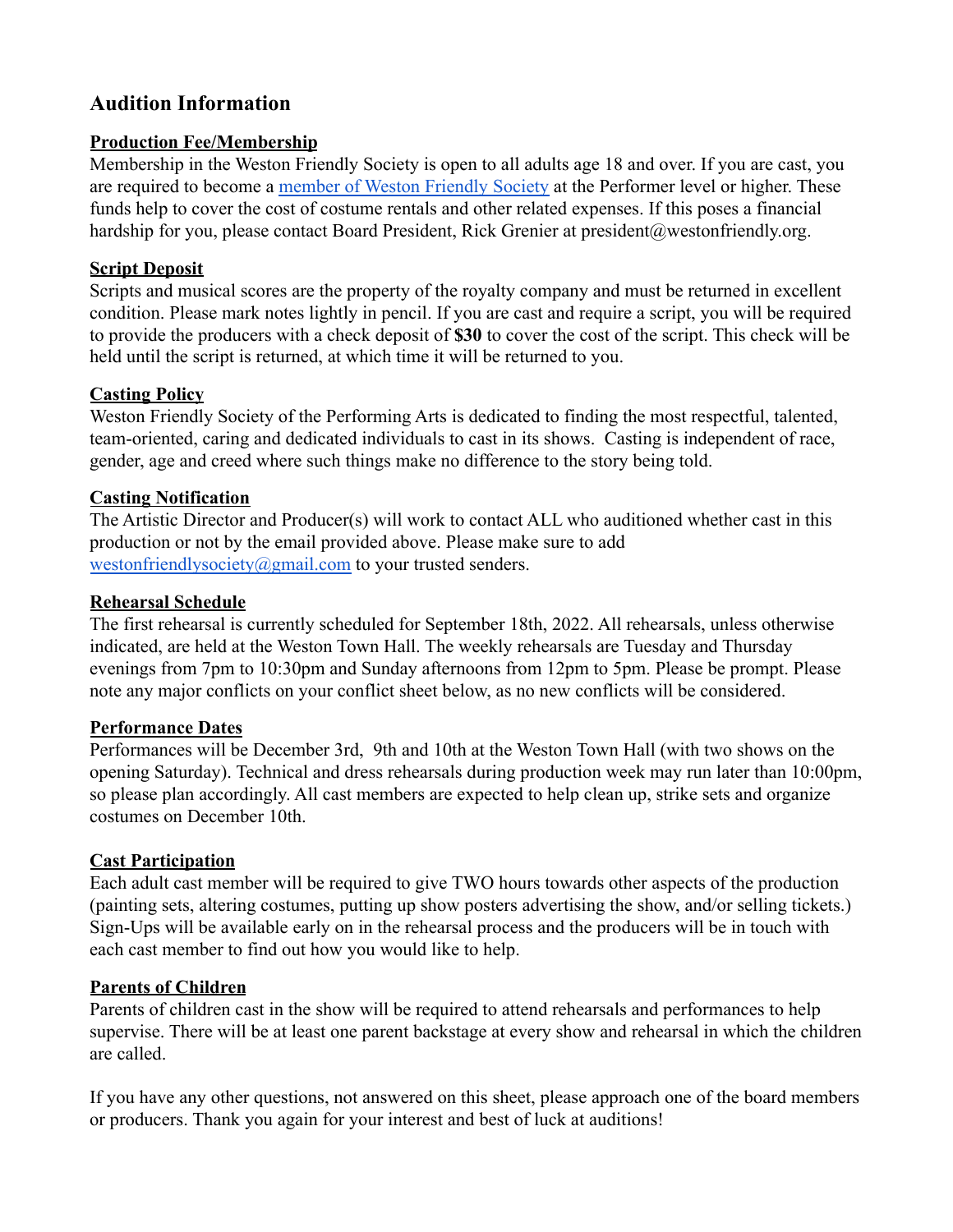## Audition Information

**Production Fee/Membership**

Membership in the Weston Friendly Society is open to all adults age 18 and over. If you are cast, you are required to become a [member of Weston Friendly Society]() at the Performer level or higher. These funds help to cover the cost of costume rentals and other related expenses. If this poses a financial hardship for you, please contact Board President, Rick Grenier at president@westonfriendly.org.

**Script Deposit**

Scripts and musical scores are the property of the royalty company and must be returned in excellent condition. Please mark notes lightly in pencil. If you are cast and require a script, you will be required to provide the producers with a check deposit of **$30** to cover the cost of the script. This check will be held until the script is returned, at which time it will be returned to you.

**Casting Policy**

Weston Friendly Society of the Performing Arts is dedicated to finding the most respectful, talented, team-oriented, caring and dedicated individuals to cast in its shows. Casting is independent of race, gender, age and creed where such things make no difference to the story being told.

**Casting Notification**

The Artistic Director and Producer(s) will work to contact ALL who auditioned whether cast in this production or not by the email provided above. Please make sure to add westonfriendlysociety@gmail.com to your trusted senders.

**Rehearsal Schedule**

The first rehearsal is currently scheduled for September 18th, 2022. All rehearsals, unless otherwise indicated, are held at the Weston Town Hall. The weekly rehearsals are Tuesday and Thursday evenings from 7pm to 10:30pm and Sunday afternoons from 12pm to 5pm. Please be prompt. Please note any major conflicts on your conflict sheet below, as no new conflicts will be considered.

**Performance Dates**

Performances will be December 3rd, 9th and 10th at the Weston Town Hall (with two shows on the opening Saturday). Technical and dress rehearsals during production week may run later than 10:00pm, so please plan accordingly. All cast members are expected to help clean up, strike sets and organize costumes on December 10th.

**Cast Participation**

Each adult cast member will be required to give TWO hours towards other aspects of the production (painting sets, altering costumes, putting up show posters advertising the show, and/or selling tickets.) Sign-Ups will be available early on in the rehearsal process and the producers will be in touch with each cast member to find out how you would like to help.

**Parents of Children**

Parents of children cast in the show will be required to attend rehearsals and performances to help supervise. There will be at least one parent backstage at every show and rehearsal in which the children are called.

If you have any other questions, not answered on this sheet, please approach one of the board members or producers. Thank you again for your interest and best of luck at auditions!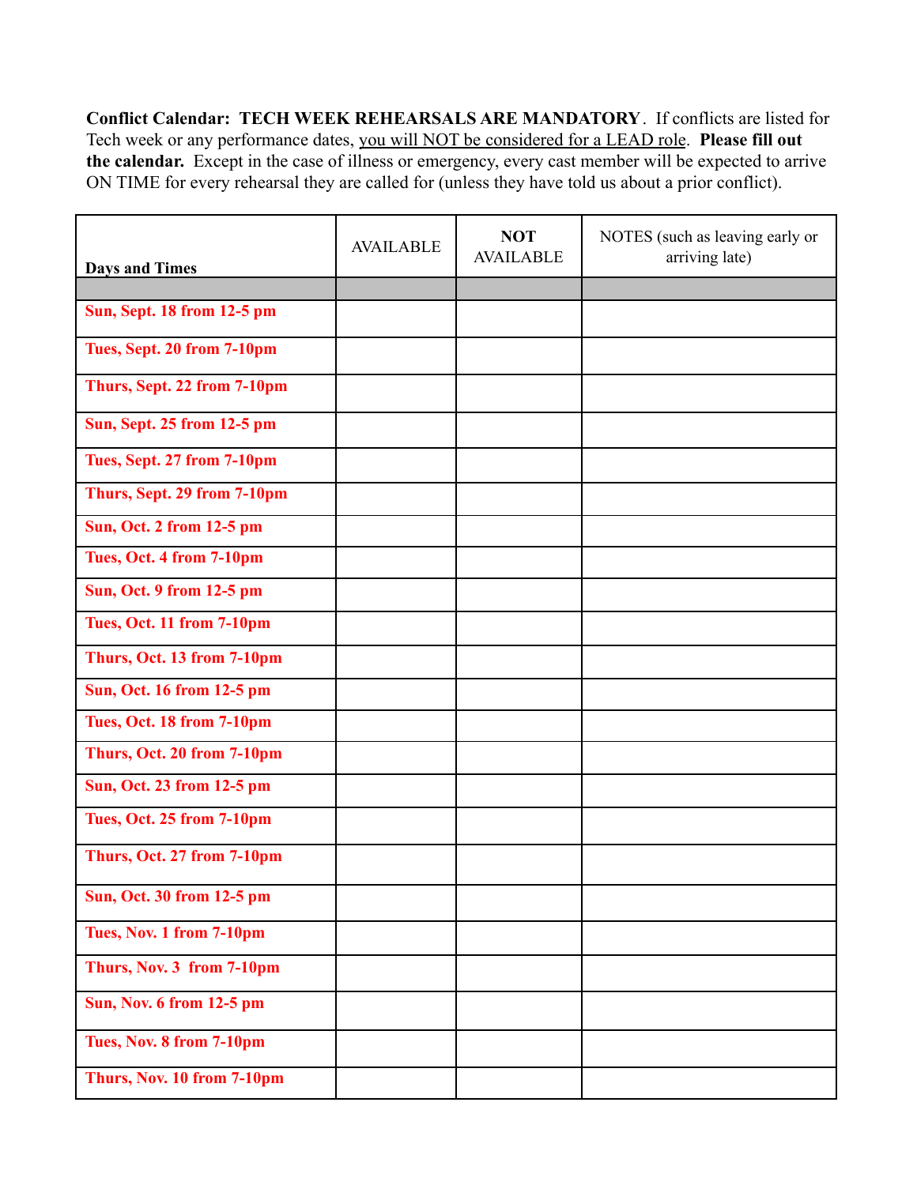**Conflict Calendar: TECH WEEK REHEARSALS ARE MANDATORY**. If conflicts are listed for Tech week or any performance dates, <u>you will NOT be considered for a LEAD role</u>. **Please fill out the calendar.** Except in the case of illness or emergency, every cast member will be expected to arrive ON TIME for every rehearsal they are called for (unless they have told us about a prior conflict).

| **Days and Times** | AVAILABLE | **NOT** AVAILABLE | NOTES (such as leaving early or arriving late) |
|---|---|---|---|
| | | | |
| **Sun, Sept. 18 from 12-5 pm** | | | |
| **Tues, Sept. 20 from 7-10pm** | | | |
| **Thurs, Sept. 22 from 7-10pm** | | | |
| **Sun, Sept. 25 from 12-5 pm** | | | |
| **Tues, Sept. 27 from 7-10pm** | | | |
| **Thurs, Sept. 29 from 7-10pm** | | | |
| **Sun, Oct. 2 from 12-5 pm** | | | |
| **Tues, Oct. 4 from 7-10pm** | | | |
| **Sun, Oct. 9 from 12-5 pm** | | | |
| **Tues, Oct. 11 from 7-10pm** | | | |
| **Thurs, Oct. 13 from 7-10pm** | | | |
| **Sun, Oct. 16 from 12-5 pm** | | | |
| **Tues, Oct. 18 from 7-10pm** | | | |
| **Thurs, Oct. 20 from 7-10pm** | | | |
| **Sun, Oct. 23 from 12-5 pm** | | | |
| **Tues, Oct. 25 from 7-10pm** | | | |
| **Thurs, Oct. 27 from 7-10pm** | | | |
| **Sun, Oct. 30 from 12-5 pm** | | | |
| **Tues, Nov. 1 from 7-10pm** | | | |
| **Thurs, Nov. 3 from 7-10pm** | | | |
| **Sun, Nov. 6 from 12-5 pm** | | | |
| **Tues, Nov. 8 from 7-10pm** | | | |
| **Thurs, Nov. 10 from 7-10pm** | | | |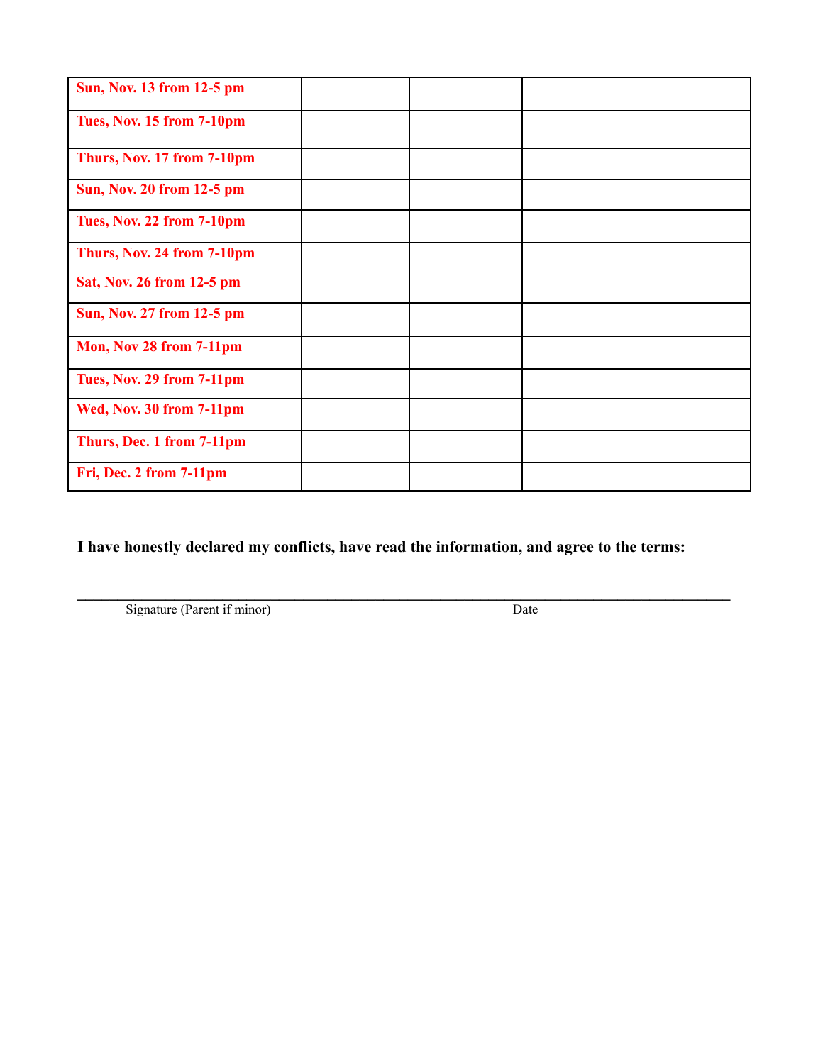| | | | |
|---|---|---|---|
| **Sun, Nov. 13 from 12-5 pm** | | | |
| **Tues, Nov. 15 from 7-10pm** | | | |
| **Thurs, Nov. 17 from 7-10pm** | | | |
| **Sun, Nov. 20 from 12-5 pm** | | | |
| **Tues, Nov. 22 from 7-10pm** | | | |
| **Thurs, Nov. 24 from 7-10pm** | | | |
| **Sat, Nov. 26 from 12-5 pm** | | | |
| **Sun, Nov. 27 from 12-5 pm** | | | |
| **Mon, Nov 28 from 7-11pm** | | | |
| **Tues, Nov. 29 from 7-11pm** | | | |
| **Wed, Nov. 30 from 7-11pm** | | | |
| **Thurs, Dec. 1 from 7-11pm** | | | |
| **Fri, Dec. 2 from 7-11pm** | | | |

**I have honestly declared my conflicts, have read the information, and agree to the terms:**

_______________________________________________________________________________

Signature (Parent if minor) Date